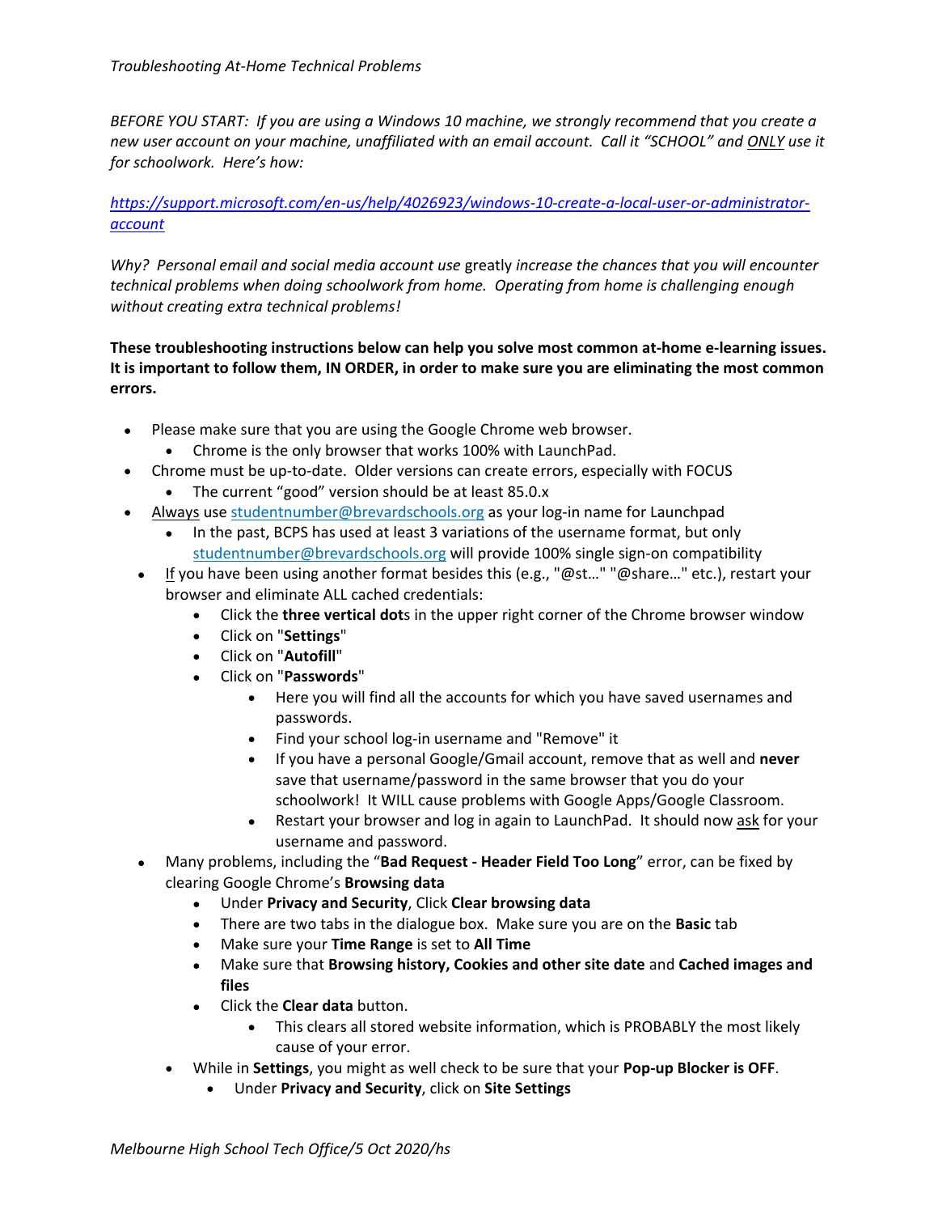*Troubleshooting At-Home Technical Problems*

*BEFORE YOU START: If you are using a Windows 10 machine, we strongly recommend that you create a new user account on your machine, unaffiliated with an email account. Call it "SCHOOL" and ONLY use it for schoolwork. Here's how:*

*[https://support.microsoft.com/en-us/help/4026923/windows-10-create-a-local-user-or-administrator-account](https://support.microsoft.com/en-us/help/4026923/windows-10-create-a-local-user-or-administrator-account)*

*Why? Personal email and social media account use* greatly *increase the chances that you will encounter technical problems when doing schoolwork from home. Operating from home is challenging enough without creating extra technical problems!*

**These troubleshooting instructions below can help you solve most common at-home e-learning issues. It is important to follow them, IN ORDER, in order to make sure you are eliminating the most common errors.**

- Please make sure that you are using the Google Chrome web browser.
  - Chrome is the only browser that works 100% with LaunchPad.
- Chrome must be up-to-date. Older versions can create errors, especially with FOCUS
  - The current "good" version should be at least 85.0.x
- Always use studentnumber@brevardschools.org as your log-in name for Launchpad
  - In the past, BCPS has used at least 3 variations of the username format, but only studentnumber@brevardschools.org will provide 100% single sign-on compatibility
- If you have been using another format besides this (e.g., "@st…" "@share…" etc.), restart your browser and eliminate ALL cached credentials:
  - Click the **three vertical dot**s in the upper right corner of the Chrome browser window
  - Click on "**Settings**"
  - Click on "**Autofill**"
  - Click on "**Passwords**"
    - Here you will find all the accounts for which you have saved usernames and passwords.
    - Find your school log-in username and "Remove" it
    - If you have a personal Google/Gmail account, remove that as well and **never** save that username/password in the same browser that you do your schoolwork! It WILL cause problems with Google Apps/Google Classroom.
    - Restart your browser and log in again to LaunchPad. It should now ask for your username and password.
- Many problems, including the "**Bad Request - Header Field Too Long**" error, can be fixed by clearing Google Chrome's **Browsing data**
  - Under **Privacy and Security**, Click **Clear browsing data**
  - There are two tabs in the dialogue box. Make sure you are on the **Basic** tab
  - Make sure your **Time Range** is set to **All Time**
  - Make sure that **Browsing history, Cookies and other site date** and **Cached images and files**
  - Click the **Clear data** button.
    - This clears all stored website information, which is PROBABLY the most likely cause of your error.
  - While in **Settings**, you might as well check to be sure that your **Pop-up Blocker is OFF**.
    - Under **Privacy and Security**, click on **Site Settings**

*Melbourne High School Tech Office/5 Oct 2020/hs*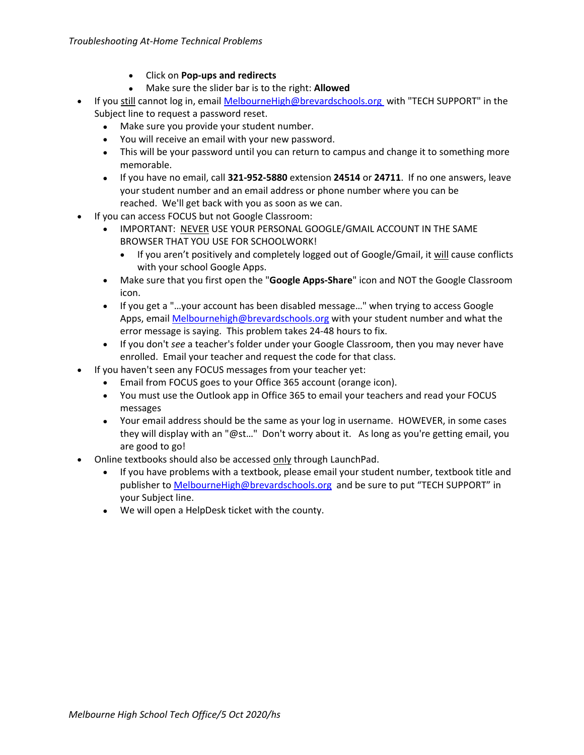- Click on **Pop-ups and redirects**
    - Make sure the slider bar is to the right: **Allowed**
- If you <u>still</u> cannot log in, email MelbourneHigh@brevardschools.org with "TECH SUPPORT" in the Subject line to request a password reset.
  - Make sure you provide your student number.
  - You will receive an email with your new password.
  - This will be your password until you can return to campus and change it to something more memorable.
  - If you have no email, call **321-952-5880** extension **24514** or **24711**. If no one answers, leave your student number and an email address or phone number where you can be reached. We'll get back with you as soon as we can.
- If you can access FOCUS but not Google Classroom:
  - IMPORTANT: <u>NEVER</u> USE YOUR PERSONAL GOOGLE/GMAIL ACCOUNT IN THE SAME BROWSER THAT YOU USE FOR SCHOOLWORK!
    - If you aren't positively and completely logged out of Google/Gmail, it <u>will</u> cause conflicts with your school Google Apps.
  - Make sure that you first open the "**Google Apps-Share**" icon and NOT the Google Classroom icon.
  - If you get a "…your account has been disabled message…" when trying to access Google Apps, email Melbournehigh@brevardschools.org with your student number and what the error message is saying. This problem takes 24-48 hours to fix.
  - If you don't *see* a teacher's folder under your Google Classroom, then you may never have enrolled. Email your teacher and request the code for that class.
- If you haven't seen any FOCUS messages from your teacher yet:
  - Email from FOCUS goes to your Office 365 account (orange icon).
  - You must use the Outlook app in Office 365 to email your teachers and read your FOCUS messages
  - Your email address should be the same as your log in username. HOWEVER, in some cases they will display with an "@st…" Don't worry about it. As long as you're getting email, you are good to go!
- Online textbooks should also be accessed <u>only</u> through LaunchPad.
  - If you have problems with a textbook, please email your student number, textbook title and publisher to MelbourneHigh@brevardschools.org and be sure to put "TECH SUPPORT" in your Subject line.
  - We will open a HelpDesk ticket with the county.

*Melbourne High School Tech Office/5 Oct 2020/hs*